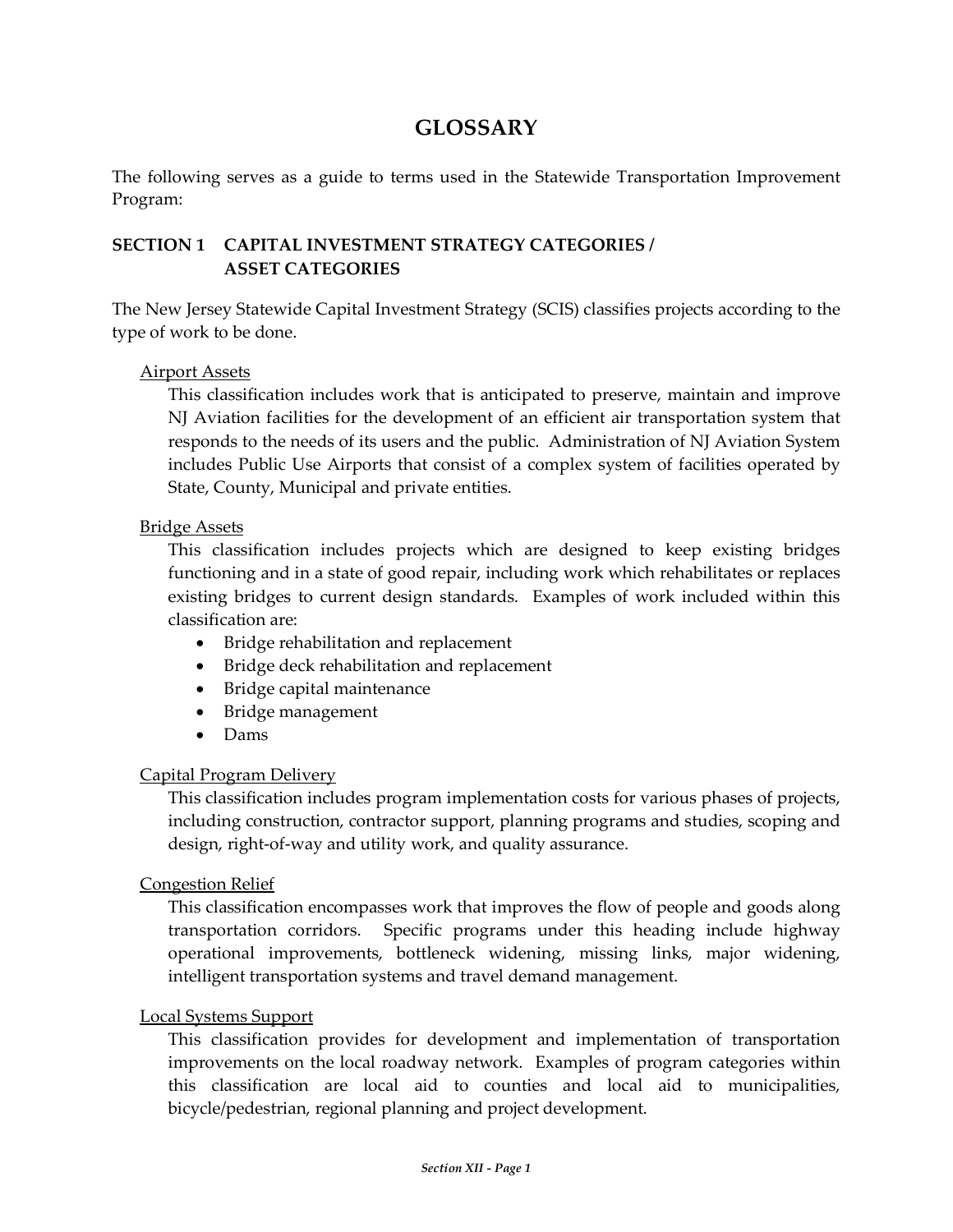# GLOSSARY

The following serves as a guide to terms used in the Statewide Transportation Improvement Program:

## SECTION 1 CAPITAL INVESTMENT STRATEGY CATEGORIES / ASSET CATEGORIES

The New Jersey Statewide Capital Investment Strategy (SCIS) classifies projects according to the type of work to be done.

### Airport Assets

This classification includes work that is anticipated to preserve, maintain and improve NJ Aviation facilities for the development of an efficient air transportation system that responds to the needs of its users and the public. Administration of NJ Aviation System includes Public Use Airports that consist of a complex system of facilities operated by State, County, Municipal and private entities.

### Bridge Assets

This classification includes projects which are designed to keep existing bridges functioning and in a state of good repair, including work which rehabilitates or replaces existing bridges to current design standards. Examples of work included within this classification are:

- Bridge rehabilitation and replacement
- Bridge deck rehabilitation and replacement
- Bridge capital maintenance
- Bridge management
- Dams

### Capital Program Delivery

This classification includes program implementation costs for various phases of projects, including construction, contractor support, planning programs and studies, scoping and design, right-of-way and utility work, and quality assurance.

### Congestion Relief

This classification encompasses work that improves the flow of people and goods along transportation corridors. Specific programs under this heading include highway operational improvements, bottleneck widening, missing links, major widening, intelligent transportation systems and travel demand management.

### Local Systems Support

This classification provides for development and implementation of transportation improvements on the local roadway network. Examples of program categories within this classification are local aid to counties and local aid to municipalities, bicycle/pedestrian, regional planning and project development.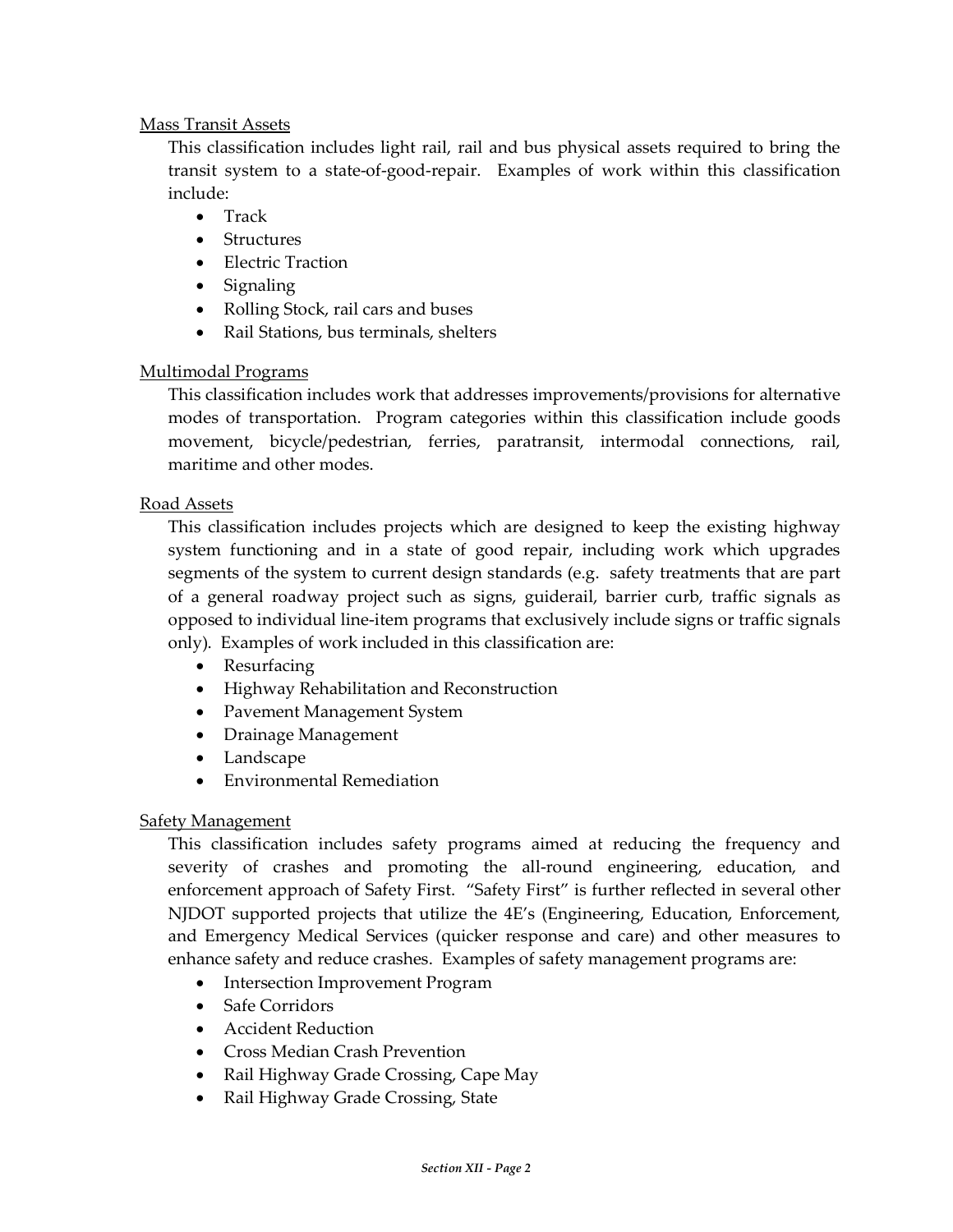Mass Transit Assets

This classification includes light rail, rail and bus physical assets required to bring the transit system to a state-of-good-repair. Examples of work within this classification include:

- Track
- Structures
- Electric Traction
- Signaling
- Rolling Stock, rail cars and buses
- Rail Stations, bus terminals, shelters

Multimodal Programs

This classification includes work that addresses improvements/provisions for alternative modes of transportation. Program categories within this classification include goods movement, bicycle/pedestrian, ferries, paratransit, intermodal connections, rail, maritime and other modes.

Road Assets

This classification includes projects which are designed to keep the existing highway system functioning and in a state of good repair, including work which upgrades segments of the system to current design standards (e.g. safety treatments that are part of a general roadway project such as signs, guiderail, barrier curb, traffic signals as opposed to individual line-item programs that exclusively include signs or traffic signals only). Examples of work included in this classification are:

- Resurfacing
- Highway Rehabilitation and Reconstruction
- Pavement Management System
- Drainage Management
- Landscape
- Environmental Remediation

Safety Management

This classification includes safety programs aimed at reducing the frequency and severity of crashes and promoting the all-round engineering, education, and enforcement approach of Safety First. "Safety First" is further reflected in several other NJDOT supported projects that utilize the 4E's (Engineering, Education, Enforcement, and Emergency Medical Services (quicker response and care) and other measures to enhance safety and reduce crashes. Examples of safety management programs are:

- Intersection Improvement Program
- Safe Corridors
- Accident Reduction
- Cross Median Crash Prevention
- Rail Highway Grade Crossing, Cape May
- Rail Highway Grade Crossing, State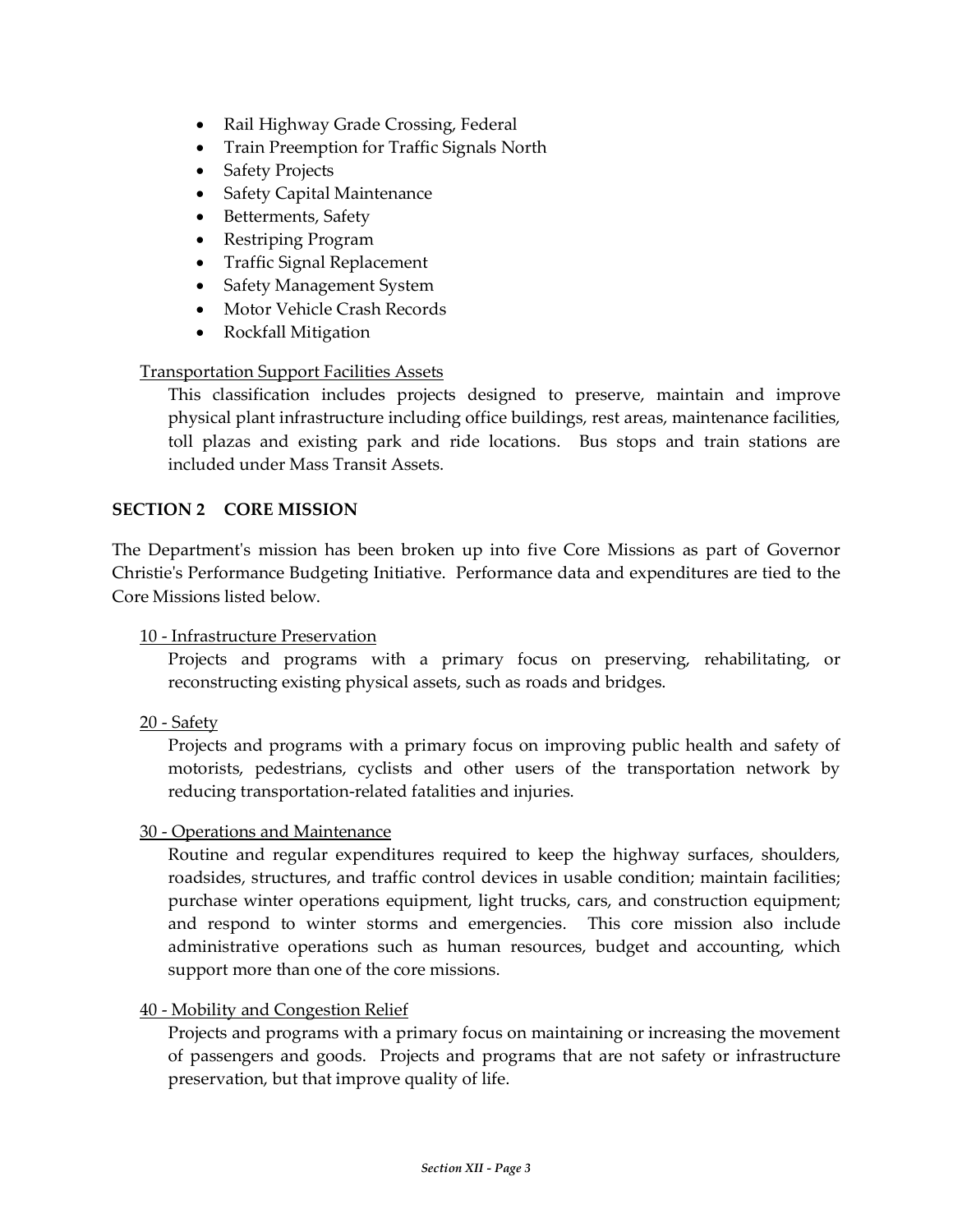- Rail Highway Grade Crossing, Federal
- Train Preemption for Traffic Signals North
- Safety Projects
- Safety Capital Maintenance
- Betterments, Safety
- Restriping Program
- Traffic Signal Replacement
- Safety Management System
- Motor Vehicle Crash Records
- Rockfall Mitigation

Transportation Support Facilities Assets

This classification includes projects designed to preserve, maintain and improve physical plant infrastructure including office buildings, rest areas, maintenance facilities, toll plazas and existing park and ride locations. Bus stops and train stations are included under Mass Transit Assets.

## SECTION 2 CORE MISSION

The Department's mission has been broken up into five Core Missions as part of Governor Christie's Performance Budgeting Initiative. Performance data and expenditures are tied to the Core Missions listed below.

10 - Infrastructure Preservation

Projects and programs with a primary focus on preserving, rehabilitating, or reconstructing existing physical assets, such as roads and bridges.

20 - Safety

Projects and programs with a primary focus on improving public health and safety of motorists, pedestrians, cyclists and other users of the transportation network by reducing transportation-related fatalities and injuries.

30 - Operations and Maintenance

Routine and regular expenditures required to keep the highway surfaces, shoulders, roadsides, structures, and traffic control devices in usable condition; maintain facilities; purchase winter operations equipment, light trucks, cars, and construction equipment; and respond to winter storms and emergencies. This core mission also include administrative operations such as human resources, budget and accounting, which support more than one of the core missions.

40 - Mobility and Congestion Relief

Projects and programs with a primary focus on maintaining or increasing the movement of passengers and goods. Projects and programs that are not safety or infrastructure preservation, but that improve quality of life.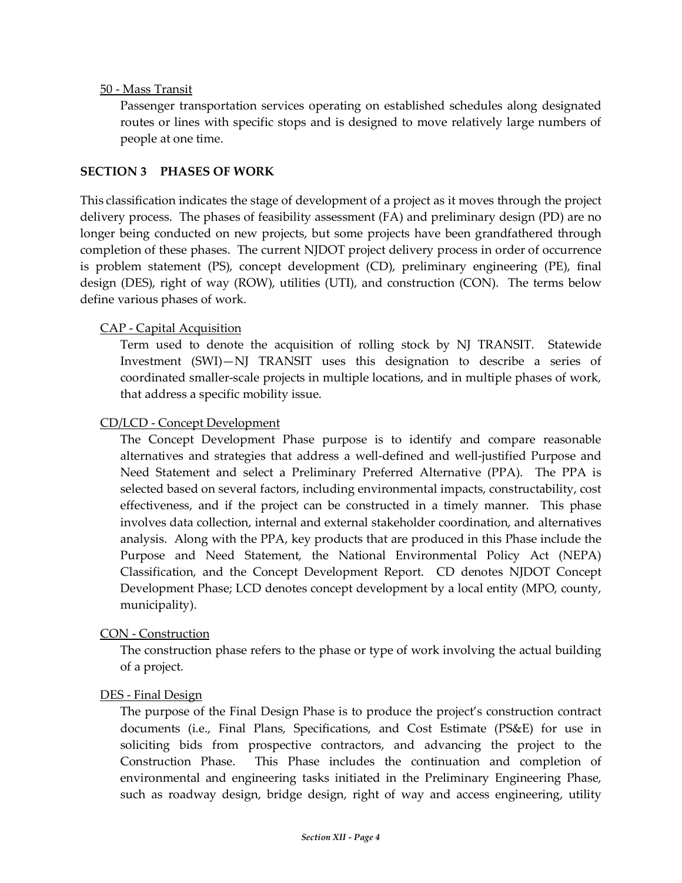50 - Mass Transit

Passenger transportation services operating on established schedules along designated routes or lines with specific stops and is designed to move relatively large numbers of people at one time.

## SECTION 3 PHASES OF WORK

This classification indicates the stage of development of a project as it moves through the project delivery process. The phases of feasibility assessment (FA) and preliminary design (PD) are no longer being conducted on new projects, but some projects have been grandfathered through completion of these phases. The current NJDOT project delivery process in order of occurrence is problem statement (PS), concept development (CD), preliminary engineering (PE), final design (DES), right of way (ROW), utilities (UTI), and construction (CON). The terms below define various phases of work.

CAP - Capital Acquisition

Term used to denote the acquisition of rolling stock by NJ TRANSIT. Statewide Investment (SWI)—NJ TRANSIT uses this designation to describe a series of coordinated smaller-scale projects in multiple locations, and in multiple phases of work, that address a specific mobility issue.

CD/LCD - Concept Development

The Concept Development Phase purpose is to identify and compare reasonable alternatives and strategies that address a well-defined and well-justified Purpose and Need Statement and select a Preliminary Preferred Alternative (PPA). The PPA is selected based on several factors, including environmental impacts, constructability, cost effectiveness, and if the project can be constructed in a timely manner. This phase involves data collection, internal and external stakeholder coordination, and alternatives analysis. Along with the PPA, key products that are produced in this Phase include the Purpose and Need Statement, the National Environmental Policy Act (NEPA) Classification, and the Concept Development Report. CD denotes NJDOT Concept Development Phase; LCD denotes concept development by a local entity (MPO, county, municipality).

CON - Construction

The construction phase refers to the phase or type of work involving the actual building of a project.

DES - Final Design

The purpose of the Final Design Phase is to produce the project's construction contract documents (i.e., Final Plans, Specifications, and Cost Estimate (PS&E) for use in soliciting bids from prospective contractors, and advancing the project to the Construction Phase. This Phase includes the continuation and completion of environmental and engineering tasks initiated in the Preliminary Engineering Phase, such as roadway design, bridge design, right of way and access engineering, utility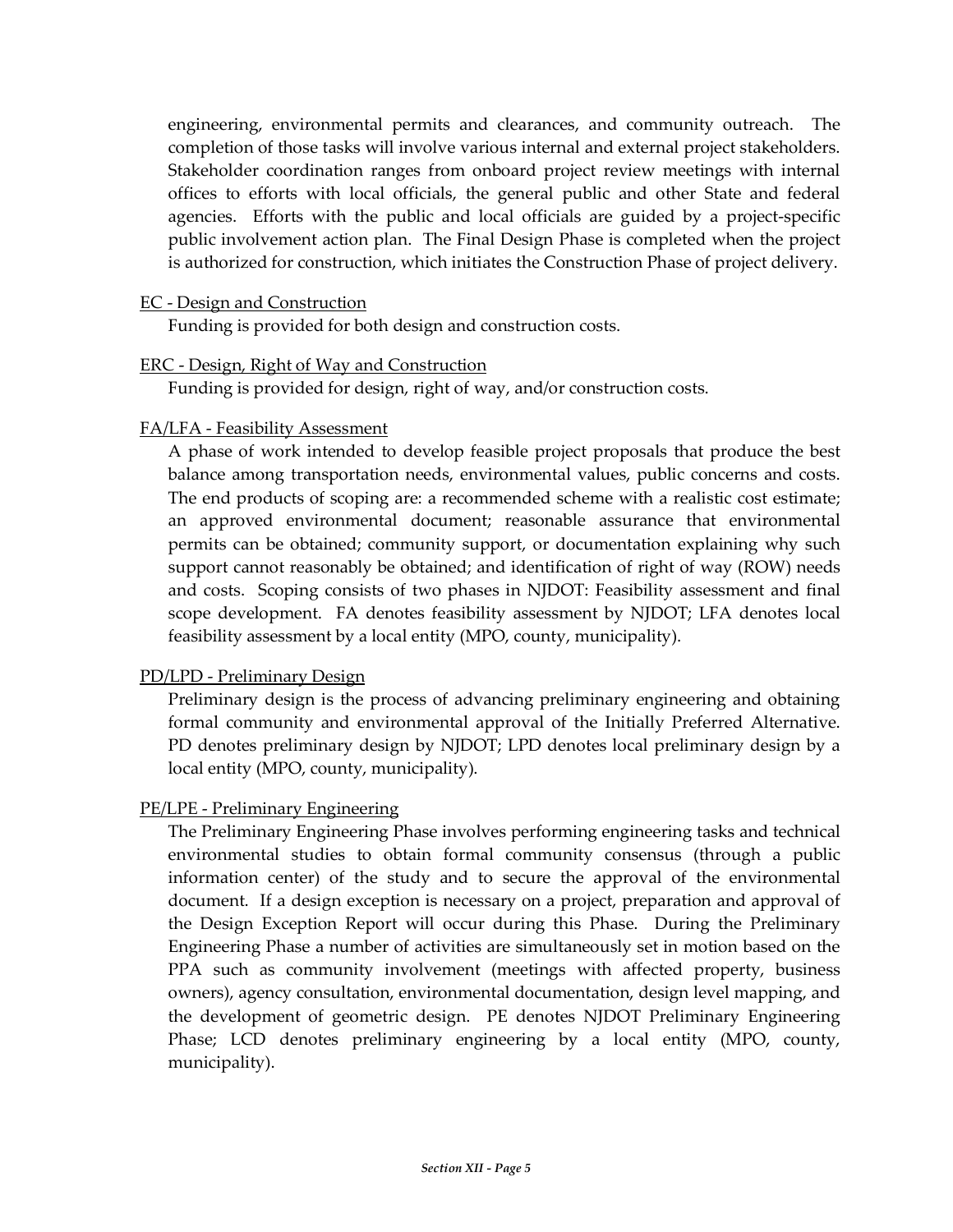engineering, environmental permits and clearances, and community outreach. The completion of those tasks will involve various internal and external project stakeholders. Stakeholder coordination ranges from onboard project review meetings with internal offices to efforts with local officials, the general public and other State and federal agencies. Efforts with the public and local officials are guided by a project-specific public involvement action plan. The Final Design Phase is completed when the project is authorized for construction, which initiates the Construction Phase of project delivery.

<u>EC - Design and Construction</u>

Funding is provided for both design and construction costs.

<u>ERC - Design, Right of Way and Construction</u>

Funding is provided for design, right of way, and/or construction costs.

<u>FA/LFA - Feasibility Assessment</u>

A phase of work intended to develop feasible project proposals that produce the best balance among transportation needs, environmental values, public concerns and costs. The end products of scoping are: a recommended scheme with a realistic cost estimate; an approved environmental document; reasonable assurance that environmental permits can be obtained; community support, or documentation explaining why such support cannot reasonably be obtained; and identification of right of way (ROW) needs and costs. Scoping consists of two phases in NJDOT: Feasibility assessment and final scope development. FA denotes feasibility assessment by NJDOT; LFA denotes local feasibility assessment by a local entity (MPO, county, municipality).

<u>PD/LPD - Preliminary Design</u>

Preliminary design is the process of advancing preliminary engineering and obtaining formal community and environmental approval of the Initially Preferred Alternative. PD denotes preliminary design by NJDOT; LPD denotes local preliminary design by a local entity (MPO, county, municipality).

<u>PE/LPE - Preliminary Engineering</u>

The Preliminary Engineering Phase involves performing engineering tasks and technical environmental studies to obtain formal community consensus (through a public information center) of the study and to secure the approval of the environmental document. If a design exception is necessary on a project, preparation and approval of the Design Exception Report will occur during this Phase. During the Preliminary Engineering Phase a number of activities are simultaneously set in motion based on the PPA such as community involvement (meetings with affected property, business owners), agency consultation, environmental documentation, design level mapping, and the development of geometric design. PE denotes NJDOT Preliminary Engineering Phase; LCD denotes preliminary engineering by a local entity (MPO, county, municipality).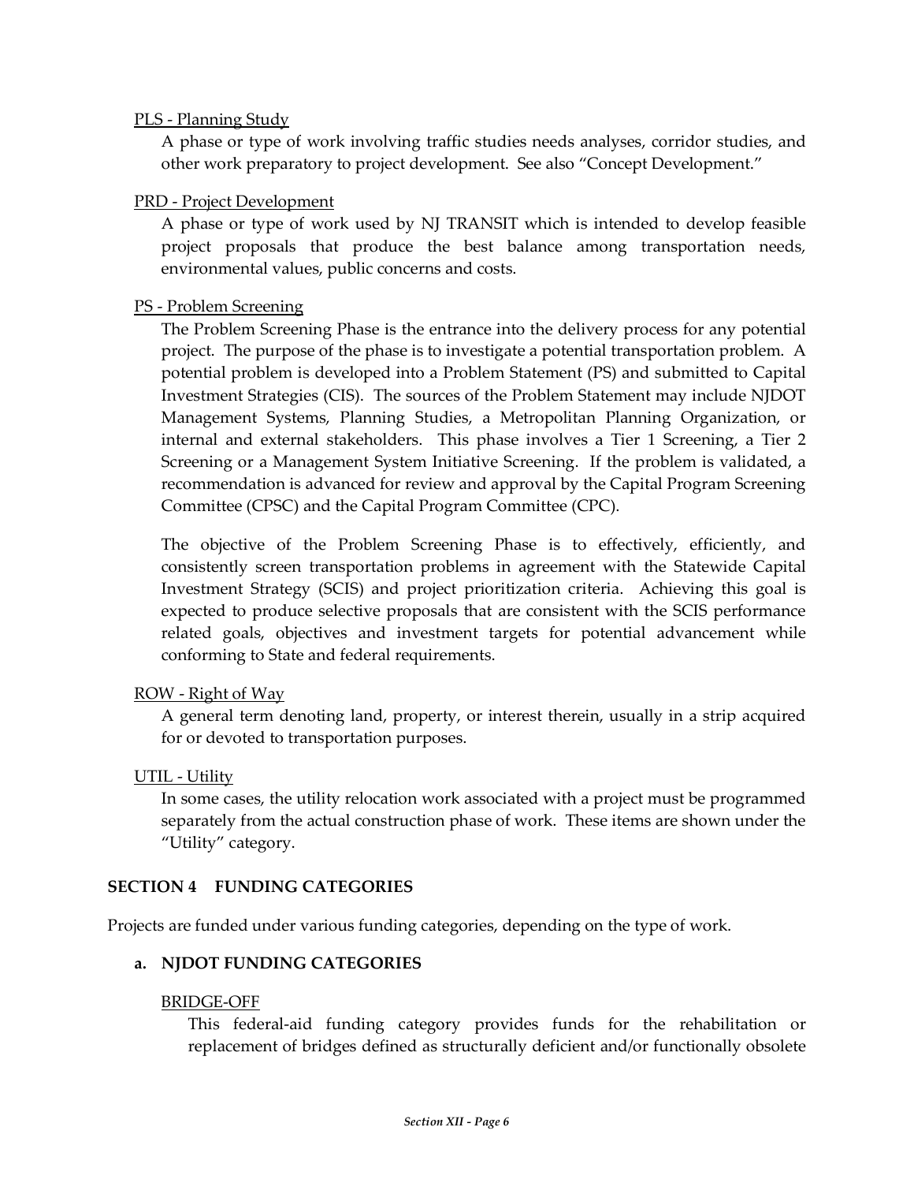<u>PLS - Planning Study</u>

A phase or type of work involving traffic studies needs analyses, corridor studies, and other work preparatory to project development. See also "Concept Development."

<u>PRD - Project Development</u>

A phase or type of work used by NJ TRANSIT which is intended to develop feasible project proposals that produce the best balance among transportation needs, environmental values, public concerns and costs.

<u>PS - Problem Screening</u>

The Problem Screening Phase is the entrance into the delivery process for any potential project. The purpose of the phase is to investigate a potential transportation problem. A potential problem is developed into a Problem Statement (PS) and submitted to Capital Investment Strategies (CIS). The sources of the Problem Statement may include NJDOT Management Systems, Planning Studies, a Metropolitan Planning Organization, or internal and external stakeholders. This phase involves a Tier 1 Screening, a Tier 2 Screening or a Management System Initiative Screening. If the problem is validated, a recommendation is advanced for review and approval by the Capital Program Screening Committee (CPSC) and the Capital Program Committee (CPC).

The objective of the Problem Screening Phase is to effectively, efficiently, and consistently screen transportation problems in agreement with the Statewide Capital Investment Strategy (SCIS) and project prioritization criteria. Achieving this goal is expected to produce selective proposals that are consistent with the SCIS performance related goals, objectives and investment targets for potential advancement while conforming to State and federal requirements.

<u>ROW - Right of Way</u>

A general term denoting land, property, or interest therein, usually in a strip acquired for or devoted to transportation purposes.

<u>UTIL - Utility</u>

In some cases, the utility relocation work associated with a project must be programmed separately from the actual construction phase of work. These items are shown under the "Utility" category.

## SECTION 4 FUNDING CATEGORIES

Projects are funded under various funding categories, depending on the type of work.

### a. NJDOT FUNDING CATEGORIES

<u>BRIDGE-OFF</u>

This federal-aid funding category provides funds for the rehabilitation or replacement of bridges defined as structurally deficient and/or functionally obsolete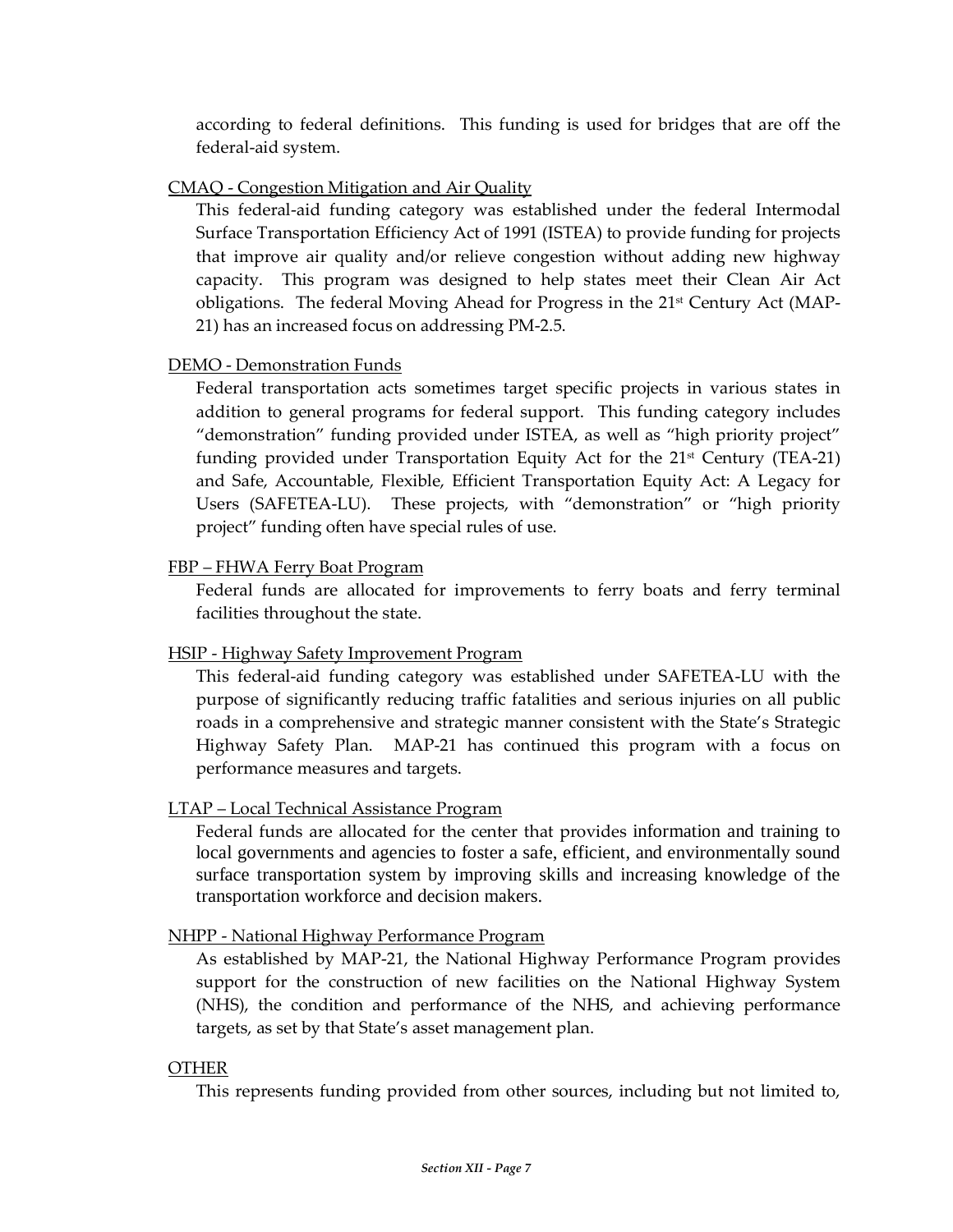according to federal definitions. This funding is used for bridges that are off the federal-aid system.

<u>CMAQ - Congestion Mitigation and Air Quality</u>

This federal-aid funding category was established under the federal Intermodal Surface Transportation Efficiency Act of 1991 (ISTEA) to provide funding for projects that improve air quality and/or relieve congestion without adding new highway capacity. This program was designed to help states meet their Clean Air Act obligations. The federal Moving Ahead for Progress in the 21st Century Act (MAP-21) has an increased focus on addressing PM-2.5.

<u>DEMO - Demonstration Funds</u>

Federal transportation acts sometimes target specific projects in various states in addition to general programs for federal support. This funding category includes "demonstration" funding provided under ISTEA, as well as "high priority project" funding provided under Transportation Equity Act for the 21st Century (TEA-21) and Safe, Accountable, Flexible, Efficient Transportation Equity Act: A Legacy for Users (SAFETEA-LU). These projects, with "demonstration" or "high priority project" funding often have special rules of use.

<u>FBP – FHWA Ferry Boat Program</u>

Federal funds are allocated for improvements to ferry boats and ferry terminal facilities throughout the state.

<u>HSIP - Highway Safety Improvement Program</u>

This federal-aid funding category was established under SAFETEA-LU with the purpose of significantly reducing traffic fatalities and serious injuries on all public roads in a comprehensive and strategic manner consistent with the State's Strategic Highway Safety Plan. MAP-21 has continued this program with a focus on performance measures and targets.

<u>LTAP – Local Technical Assistance Program</u>

Federal funds are allocated for the center that provides information and training to local governments and agencies to foster a safe, efficient, and environmentally sound surface transportation system by improving skills and increasing knowledge of the transportation workforce and decision makers.

<u>NHPP - National Highway Performance Program</u>

As established by MAP-21, the National Highway Performance Program provides support for the construction of new facilities on the National Highway System (NHS), the condition and performance of the NHS, and achieving performance targets, as set by that State's asset management plan.

<u>OTHER</u>

This represents funding provided from other sources, including but not limited to,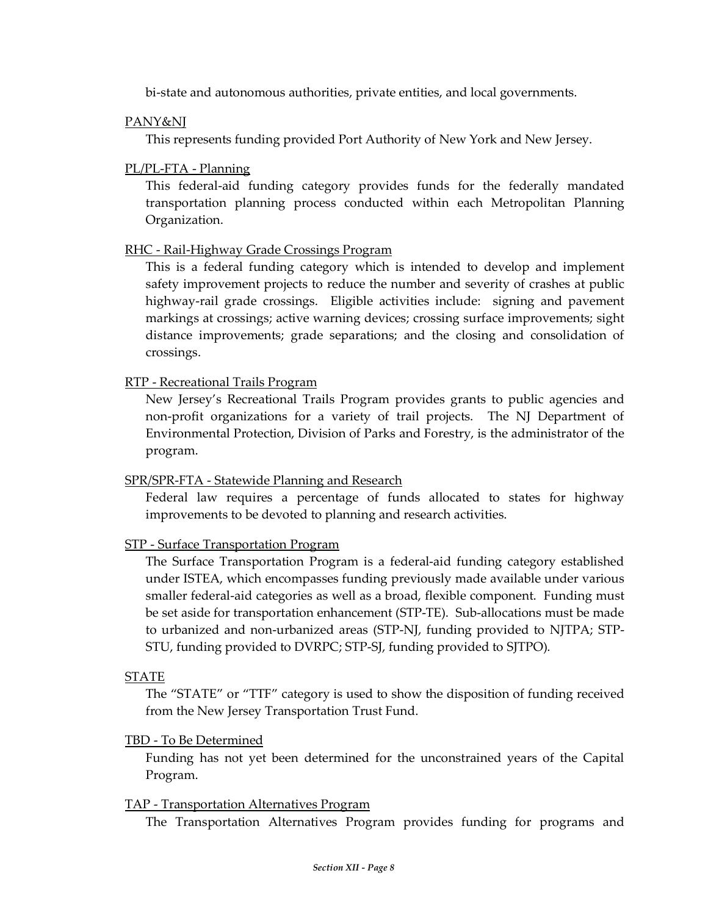bi-state and autonomous authorities, private entities, and local governments.

PANY&NJ

This represents funding provided Port Authority of New York and New Jersey.

PL/PL-FTA - Planning

This federal-aid funding category provides funds for the federally mandated transportation planning process conducted within each Metropolitan Planning Organization.

RHC - Rail-Highway Grade Crossings Program

This is a federal funding category which is intended to develop and implement safety improvement projects to reduce the number and severity of crashes at public highway-rail grade crossings. Eligible activities include: signing and pavement markings at crossings; active warning devices; crossing surface improvements; sight distance improvements; grade separations; and the closing and consolidation of crossings.

RTP - Recreational Trails Program

New Jersey's Recreational Trails Program provides grants to public agencies and non-profit organizations for a variety of trail projects. The NJ Department of Environmental Protection, Division of Parks and Forestry, is the administrator of the program.

SPR/SPR-FTA - Statewide Planning and Research

Federal law requires a percentage of funds allocated to states for highway improvements to be devoted to planning and research activities.

STP - Surface Transportation Program

The Surface Transportation Program is a federal-aid funding category established under ISTEA, which encompasses funding previously made available under various smaller federal-aid categories as well as a broad, flexible component. Funding must be set aside for transportation enhancement (STP-TE). Sub-allocations must be made to urbanized and non-urbanized areas (STP-NJ, funding provided to NJTPA; STP-STU, funding provided to DVRPC; STP-SJ, funding provided to SJTPO).

STATE

The "STATE" or "TTF" category is used to show the disposition of funding received from the New Jersey Transportation Trust Fund.

TBD - To Be Determined

Funding has not yet been determined for the unconstrained years of the Capital Program.

TAP - Transportation Alternatives Program

The Transportation Alternatives Program provides funding for programs and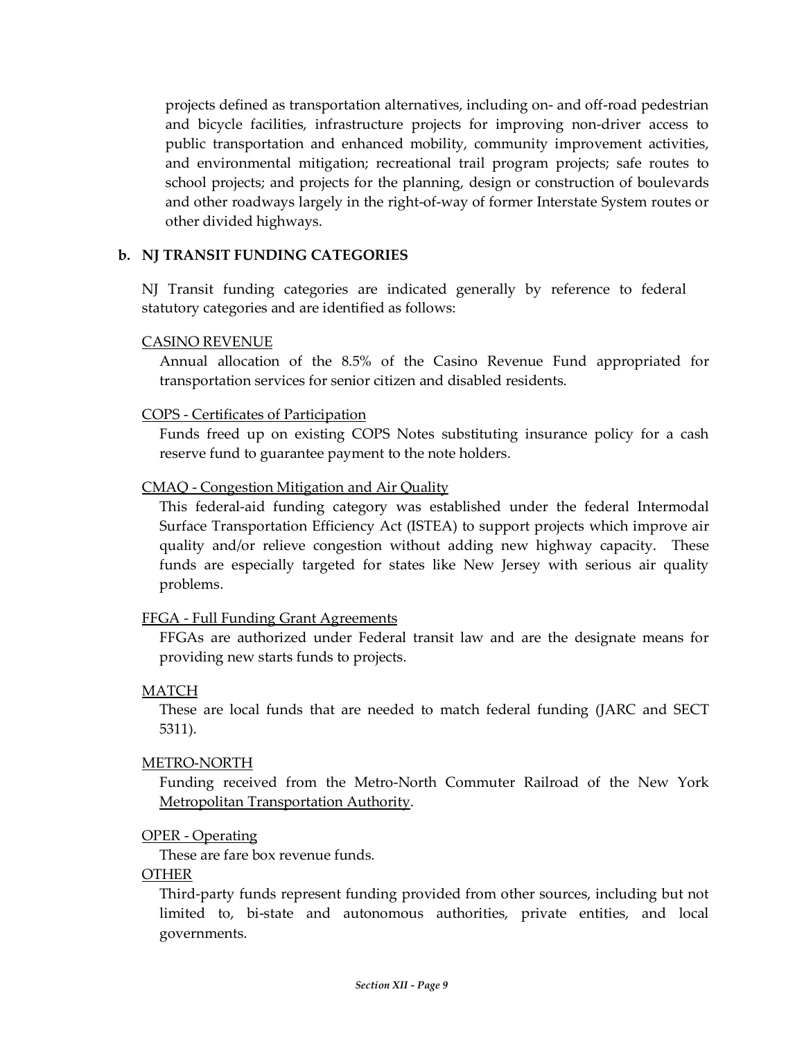projects defined as transportation alternatives, including on- and off-road pedestrian and bicycle facilities, infrastructure projects for improving non-driver access to public transportation and enhanced mobility, community improvement activities, and environmental mitigation; recreational trail program projects; safe routes to school projects; and projects for the planning, design or construction of boulevards and other roadways largely in the right-of-way of former Interstate System routes or other divided highways.

**b. NJ TRANSIT FUNDING CATEGORIES**

NJ Transit funding categories are indicated generally by reference to federal statutory categories and are identified as follows:

CASINO REVENUE

Annual allocation of the 8.5% of the Casino Revenue Fund appropriated for transportation services for senior citizen and disabled residents.

COPS - Certificates of Participation

Funds freed up on existing COPS Notes substituting insurance policy for a cash reserve fund to guarantee payment to the note holders.

CMAQ - Congestion Mitigation and Air Quality

This federal-aid funding category was established under the federal Intermodal Surface Transportation Efficiency Act (ISTEA) to support projects which improve air quality and/or relieve congestion without adding new highway capacity. These funds are especially targeted for states like New Jersey with serious air quality problems.

FFGA - Full Funding Grant Agreements

FFGAs are authorized under Federal transit law and are the designate means for providing new starts funds to projects.

MATCH

These are local funds that are needed to match federal funding (JARC and SECT 5311).

METRO-NORTH

Funding received from the Metro-North Commuter Railroad of the New York Metropolitan Transportation Authority.

OPER - Operating

These are fare box revenue funds.

OTHER

Third-party funds represent funding provided from other sources, including but not limited to, bi-state and autonomous authorities, private entities, and local governments.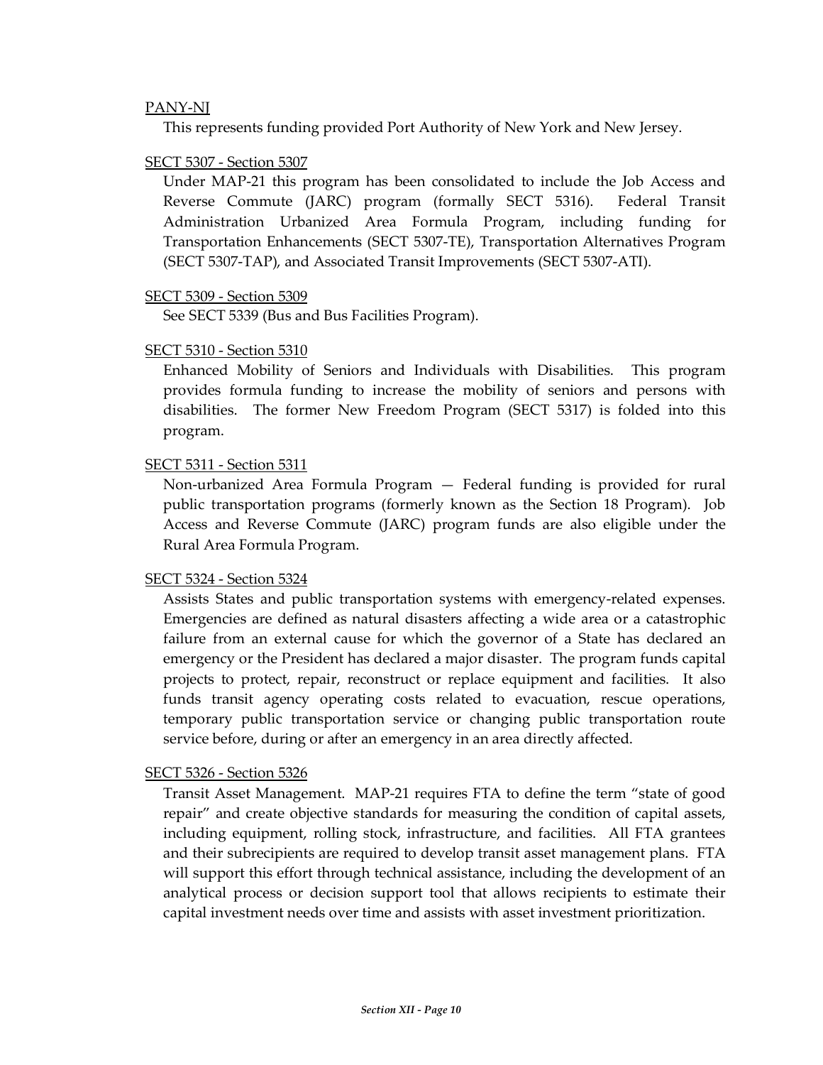<u>PANY-NJ</u>

This represents funding provided Port Authority of New York and New Jersey.

<u>SECT 5307 - Section 5307</u>

Under MAP-21 this program has been consolidated to include the Job Access and Reverse Commute (JARC) program (formally SECT 5316). Federal Transit Administration Urbanized Area Formula Program, including funding for Transportation Enhancements (SECT 5307-TE), Transportation Alternatives Program (SECT 5307-TAP), and Associated Transit Improvements (SECT 5307-ATI).

<u>SECT 5309 - Section 5309</u>

See SECT 5339 (Bus and Bus Facilities Program).

<u>SECT 5310 - Section 5310</u>

Enhanced Mobility of Seniors and Individuals with Disabilities. This program provides formula funding to increase the mobility of seniors and persons with disabilities. The former New Freedom Program (SECT 5317) is folded into this program.

<u>SECT 5311 - Section 5311</u>

Non-urbanized Area Formula Program — Federal funding is provided for rural public transportation programs (formerly known as the Section 18 Program). Job Access and Reverse Commute (JARC) program funds are also eligible under the Rural Area Formula Program.

<u>SECT 5324 - Section 5324</u>

Assists States and public transportation systems with emergency-related expenses. Emergencies are defined as natural disasters affecting a wide area or a catastrophic failure from an external cause for which the governor of a State has declared an emergency or the President has declared a major disaster. The program funds capital projects to protect, repair, reconstruct or replace equipment and facilities. It also funds transit agency operating costs related to evacuation, rescue operations, temporary public transportation service or changing public transportation route service before, during or after an emergency in an area directly affected.

<u>SECT 5326 - Section 5326</u>

Transit Asset Management. MAP-21 requires FTA to define the term "state of good repair" and create objective standards for measuring the condition of capital assets, including equipment, rolling stock, infrastructure, and facilities. All FTA grantees and their subrecipients are required to develop transit asset management plans. FTA will support this effort through technical assistance, including the development of an analytical process or decision support tool that allows recipients to estimate their capital investment needs over time and assists with asset investment prioritization.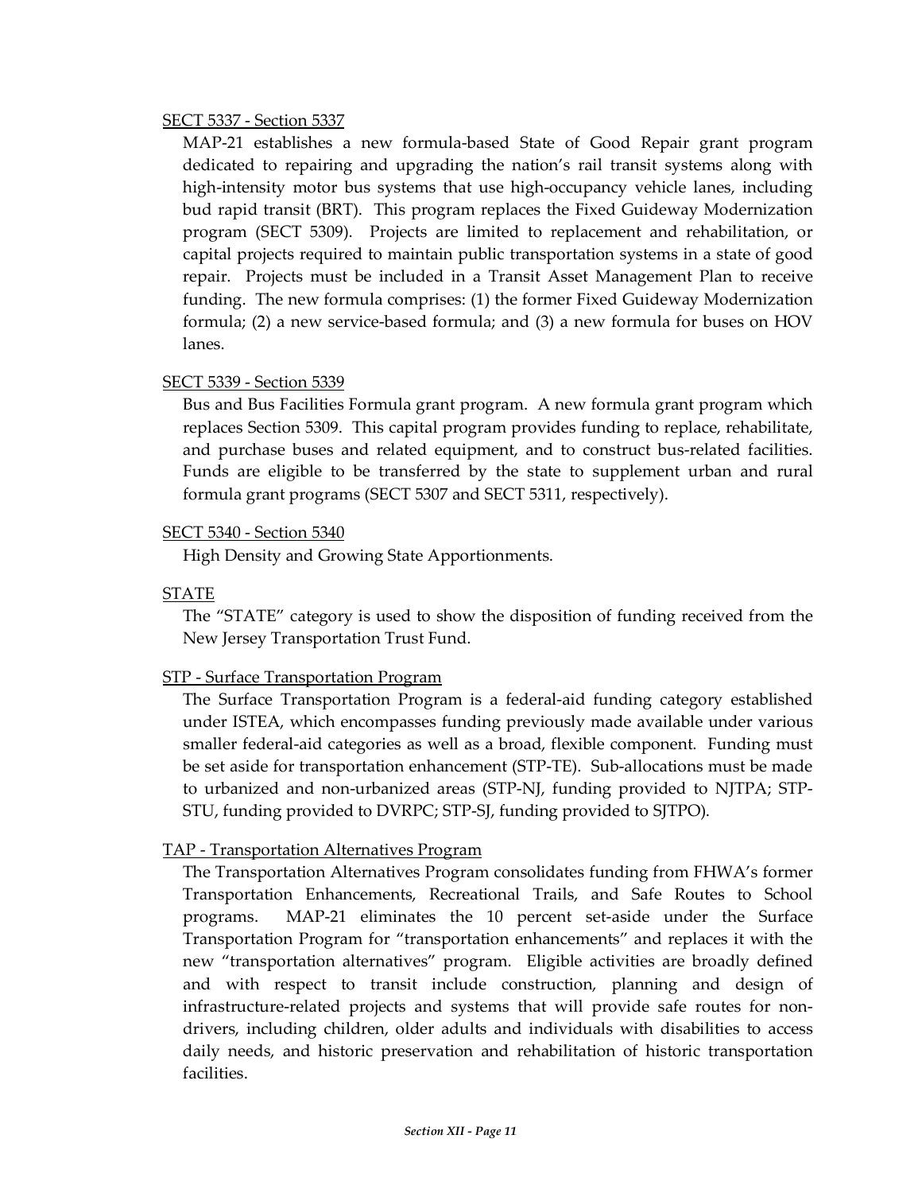SECT 5337 - Section 5337

MAP-21 establishes a new formula-based State of Good Repair grant program dedicated to repairing and upgrading the nation's rail transit systems along with high-intensity motor bus systems that use high-occupancy vehicle lanes, including bud rapid transit (BRT). This program replaces the Fixed Guideway Modernization program (SECT 5309). Projects are limited to replacement and rehabilitation, or capital projects required to maintain public transportation systems in a state of good repair. Projects must be included in a Transit Asset Management Plan to receive funding. The new formula comprises: (1) the former Fixed Guideway Modernization formula; (2) a new service-based formula; and (3) a new formula for buses on HOV lanes.

SECT 5339 - Section 5339

Bus and Bus Facilities Formula grant program. A new formula grant program which replaces Section 5309. This capital program provides funding to replace, rehabilitate, and purchase buses and related equipment, and to construct bus-related facilities. Funds are eligible to be transferred by the state to supplement urban and rural formula grant programs (SECT 5307 and SECT 5311, respectively).

SECT 5340 - Section 5340

High Density and Growing State Apportionments.

STATE

The "STATE" category is used to show the disposition of funding received from the New Jersey Transportation Trust Fund.

STP - Surface Transportation Program

The Surface Transportation Program is a federal-aid funding category established under ISTEA, which encompasses funding previously made available under various smaller federal-aid categories as well as a broad, flexible component. Funding must be set aside for transportation enhancement (STP-TE). Sub-allocations must be made to urbanized and non-urbanized areas (STP-NJ, funding provided to NJTPA; STP-STU, funding provided to DVRPC; STP-SJ, funding provided to SJTPO).

TAP - Transportation Alternatives Program

The Transportation Alternatives Program consolidates funding from FHWA's former Transportation Enhancements, Recreational Trails, and Safe Routes to School programs. MAP-21 eliminates the 10 percent set-aside under the Surface Transportation Program for "transportation enhancements" and replaces it with the new "transportation alternatives" program. Eligible activities are broadly defined and with respect to transit include construction, planning and design of infrastructure-related projects and systems that will provide safe routes for non-drivers, including children, older adults and individuals with disabilities to access daily needs, and historic preservation and rehabilitation of historic transportation facilities.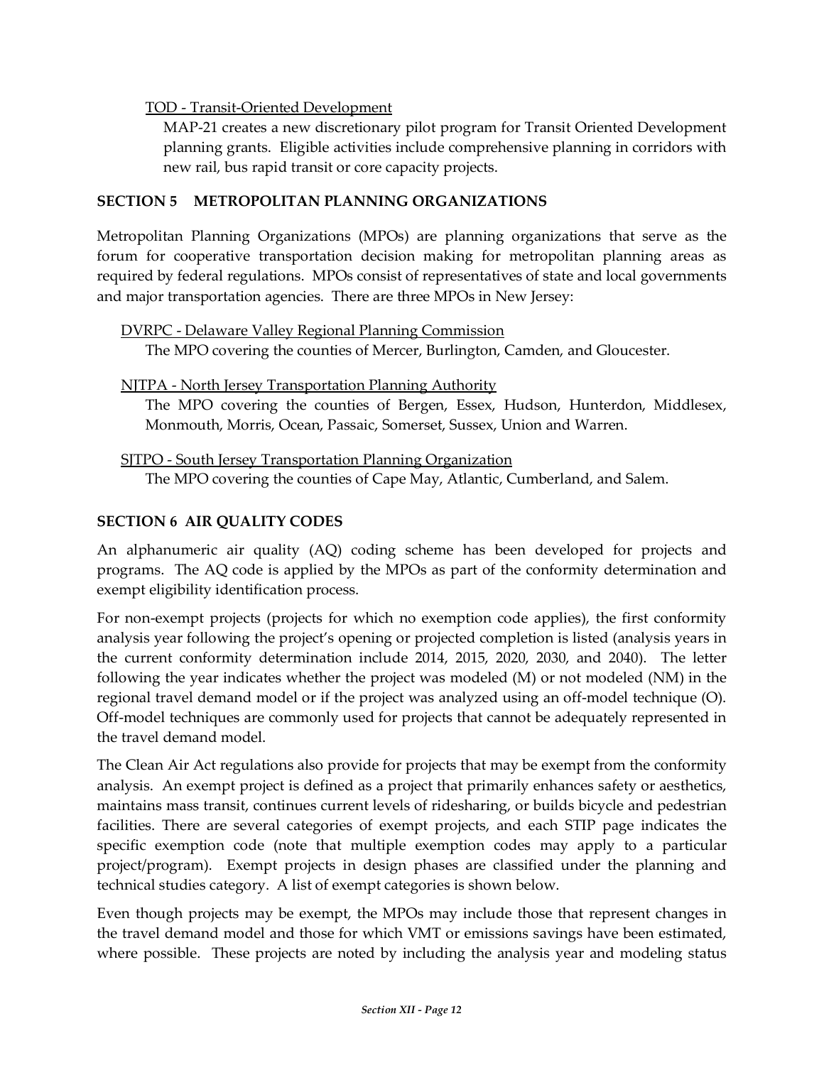TOD - Transit-Oriented Development

MAP-21 creates a new discretionary pilot program for Transit Oriented Development planning grants. Eligible activities include comprehensive planning in corridors with new rail, bus rapid transit or core capacity projects.

## SECTION 5 METROPOLITAN PLANNING ORGANIZATIONS

Metropolitan Planning Organizations (MPOs) are planning organizations that serve as the forum for cooperative transportation decision making for metropolitan planning areas as required by federal regulations. MPOs consist of representatives of state and local governments and major transportation agencies. There are three MPOs in New Jersey:

DVRPC - Delaware Valley Regional Planning Commission

The MPO covering the counties of Mercer, Burlington, Camden, and Gloucester.

NJTPA - North Jersey Transportation Planning Authority

The MPO covering the counties of Bergen, Essex, Hudson, Hunterdon, Middlesex, Monmouth, Morris, Ocean, Passaic, Somerset, Sussex, Union and Warren.

SJTPO - South Jersey Transportation Planning Organization

The MPO covering the counties of Cape May, Atlantic, Cumberland, and Salem.

## SECTION 6 AIR QUALITY CODES

An alphanumeric air quality (AQ) coding scheme has been developed for projects and programs. The AQ code is applied by the MPOs as part of the conformity determination and exempt eligibility identification process.

For non-exempt projects (projects for which no exemption code applies), the first conformity analysis year following the project's opening or projected completion is listed (analysis years in the current conformity determination include 2014, 2015, 2020, 2030, and 2040). The letter following the year indicates whether the project was modeled (M) or not modeled (NM) in the regional travel demand model or if the project was analyzed using an off-model technique (O). Off-model techniques are commonly used for projects that cannot be adequately represented in the travel demand model.

The Clean Air Act regulations also provide for projects that may be exempt from the conformity analysis. An exempt project is defined as a project that primarily enhances safety or aesthetics, maintains mass transit, continues current levels of ridesharing, or builds bicycle and pedestrian facilities. There are several categories of exempt projects, and each STIP page indicates the specific exemption code (note that multiple exemption codes may apply to a particular project/program). Exempt projects in design phases are classified under the planning and technical studies category. A list of exempt categories is shown below.

Even though projects may be exempt, the MPOs may include those that represent changes in the travel demand model and those for which VMT or emissions savings have been estimated, where possible. These projects are noted by including the analysis year and modeling status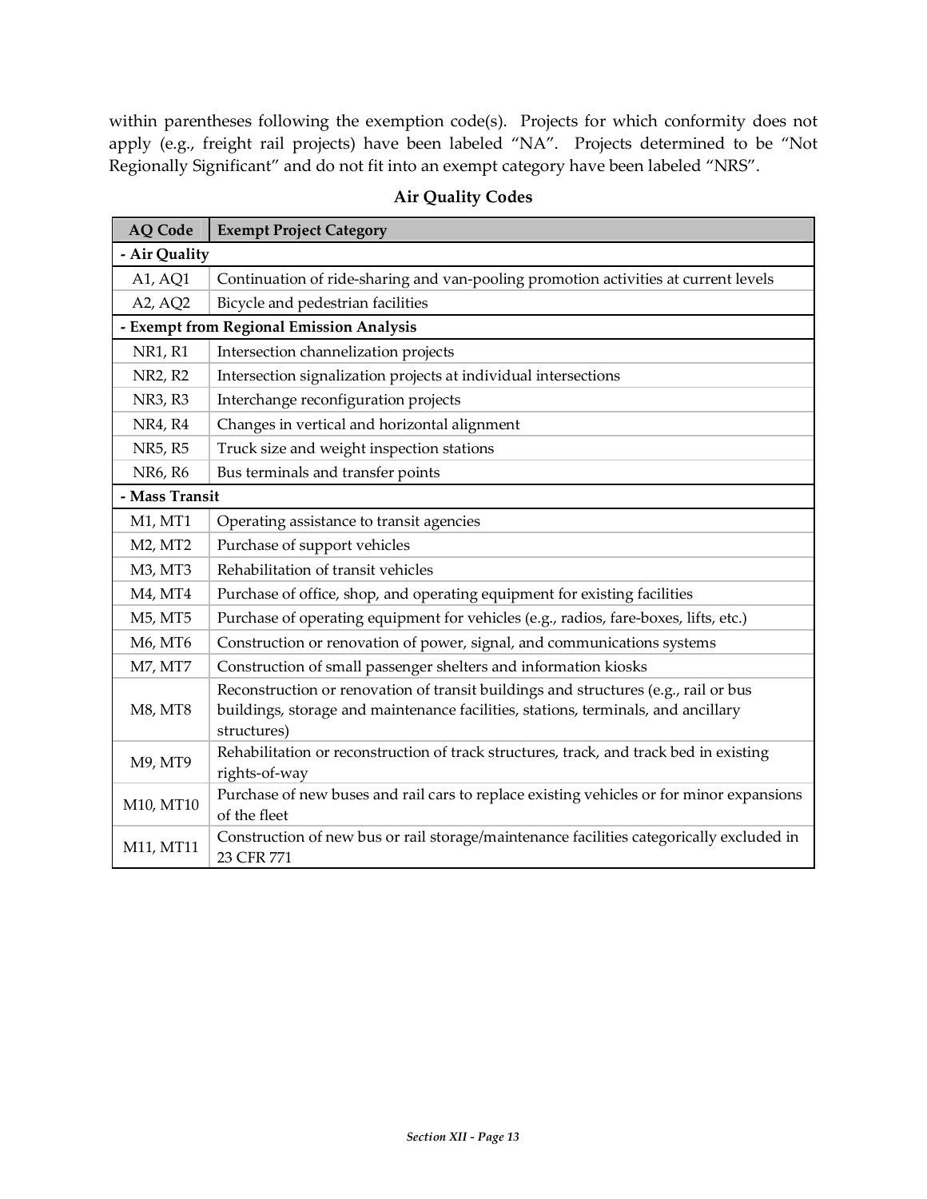within parentheses following the exemption code(s). Projects for which conformity does not apply (e.g., freight rail projects) have been labeled "NA". Projects determined to be "Not Regionally Significant" and do not fit into an exempt category have been labeled "NRS".

**Air Quality Codes**

| AQ Code | Exempt Project Category |
|---|---|
| **- Air Quality** | |
| A1, AQ1 | Continuation of ride-sharing and van-pooling promotion activities at current levels |
| A2, AQ2 | Bicycle and pedestrian facilities |
| **- Exempt from Regional Emission Analysis** | |
| NR1, R1 | Intersection channelization projects |
| NR2, R2 | Intersection signalization projects at individual intersections |
| NR3, R3 | Interchange reconfiguration projects |
| NR4, R4 | Changes in vertical and horizontal alignment |
| NR5, R5 | Truck size and weight inspection stations |
| NR6, R6 | Bus terminals and transfer points |
| **- Mass Transit** | |
| M1, MT1 | Operating assistance to transit agencies |
| M2, MT2 | Purchase of support vehicles |
| M3, MT3 | Rehabilitation of transit vehicles |
| M4, MT4 | Purchase of office, shop, and operating equipment for existing facilities |
| M5, MT5 | Purchase of operating equipment for vehicles (e.g., radios, fare-boxes, lifts, etc.) |
| M6, MT6 | Construction or renovation of power, signal, and communications systems |
| M7, MT7 | Construction of small passenger shelters and information kiosks |
| M8, MT8 | Reconstruction or renovation of transit buildings and structures (e.g., rail or bus buildings, storage and maintenance facilities, stations, terminals, and ancillary structures) |
| M9, MT9 | Rehabilitation or reconstruction of track structures, track, and track bed in existing rights-of-way |
| M10, MT10 | Purchase of new buses and rail cars to replace existing vehicles or for minor expansions of the fleet |
| M11, MT11 | Construction of new bus or rail storage/maintenance facilities categorically excluded in 23 CFR 771 |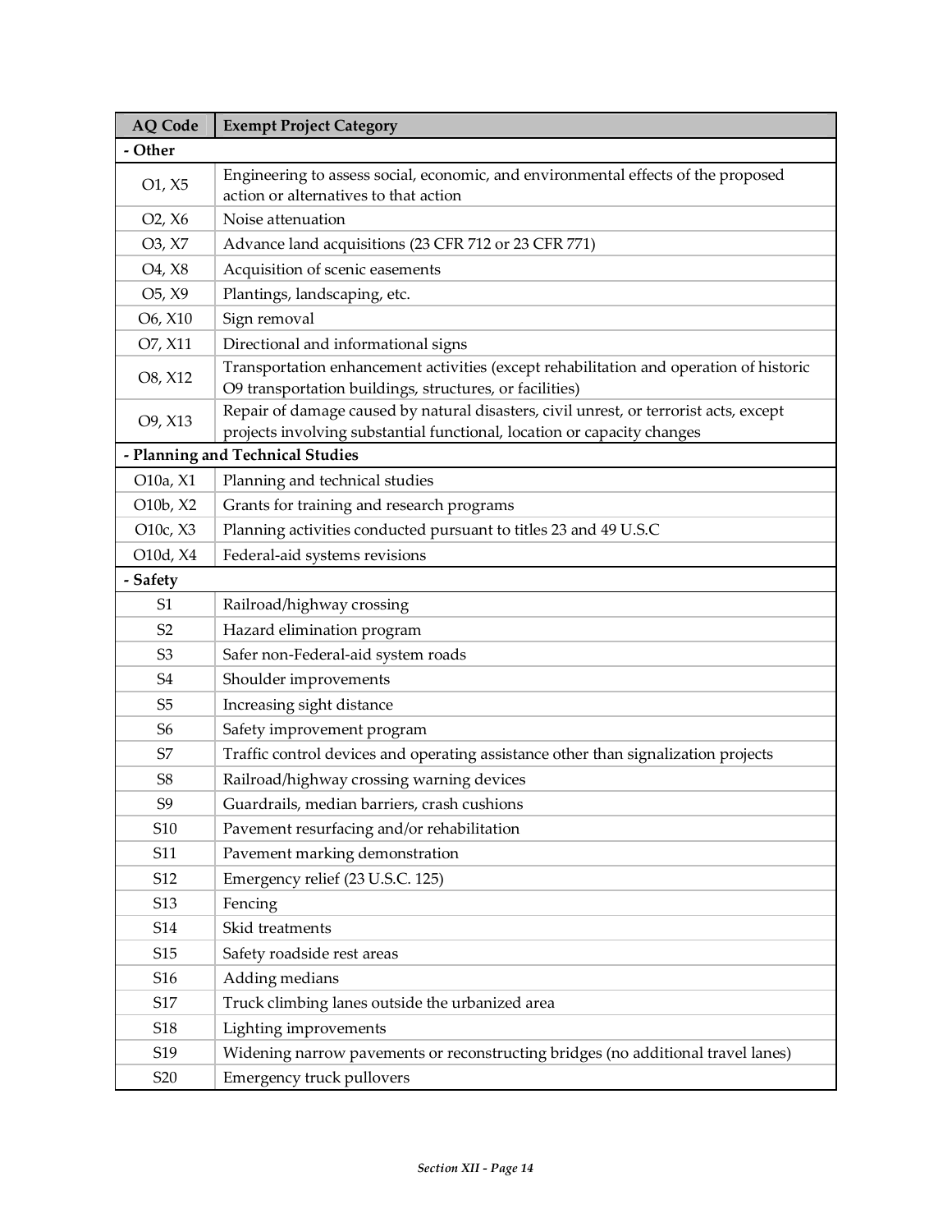| AQ Code | Exempt Project Category |
|---|---|
| **- Other** | |
| O1, X5 | Engineering to assess social, economic, and environmental effects of the proposed action or alternatives to that action |
| O2, X6 | Noise attenuation |
| O3, X7 | Advance land acquisitions (23 CFR 712 or 23 CFR 771) |
| O4, X8 | Acquisition of scenic easements |
| O5, X9 | Plantings, landscaping, etc. |
| O6, X10 | Sign removal |
| O7, X11 | Directional and informational signs |
| O8, X12 | Transportation enhancement activities (except rehabilitation and operation of historic O9 transportation buildings, structures, or facilities) |
| O9, X13 | Repair of damage caused by natural disasters, civil unrest, or terrorist acts, except projects involving substantial functional, location or capacity changes |
| **- Planning and Technical Studies** | |
| O10a, X1 | Planning and technical studies |
| O10b, X2 | Grants for training and research programs |
| O10c, X3 | Planning activities conducted pursuant to titles 23 and 49 U.S.C |
| O10d, X4 | Federal-aid systems revisions |
| **- Safety** | |
| S1 | Railroad/highway crossing |
| S2 | Hazard elimination program |
| S3 | Safer non-Federal-aid system roads |
| S4 | Shoulder improvements |
| S5 | Increasing sight distance |
| S6 | Safety improvement program |
| S7 | Traffic control devices and operating assistance other than signalization projects |
| S8 | Railroad/highway crossing warning devices |
| S9 | Guardrails, median barriers, crash cushions |
| S10 | Pavement resurfacing and/or rehabilitation |
| S11 | Pavement marking demonstration |
| S12 | Emergency relief (23 U.S.C. 125) |
| S13 | Fencing |
| S14 | Skid treatments |
| S15 | Safety roadside rest areas |
| S16 | Adding medians |
| S17 | Truck climbing lanes outside the urbanized area |
| S18 | Lighting improvements |
| S19 | Widening narrow pavements or reconstructing bridges (no additional travel lanes) |
| S20 | Emergency truck pullovers |